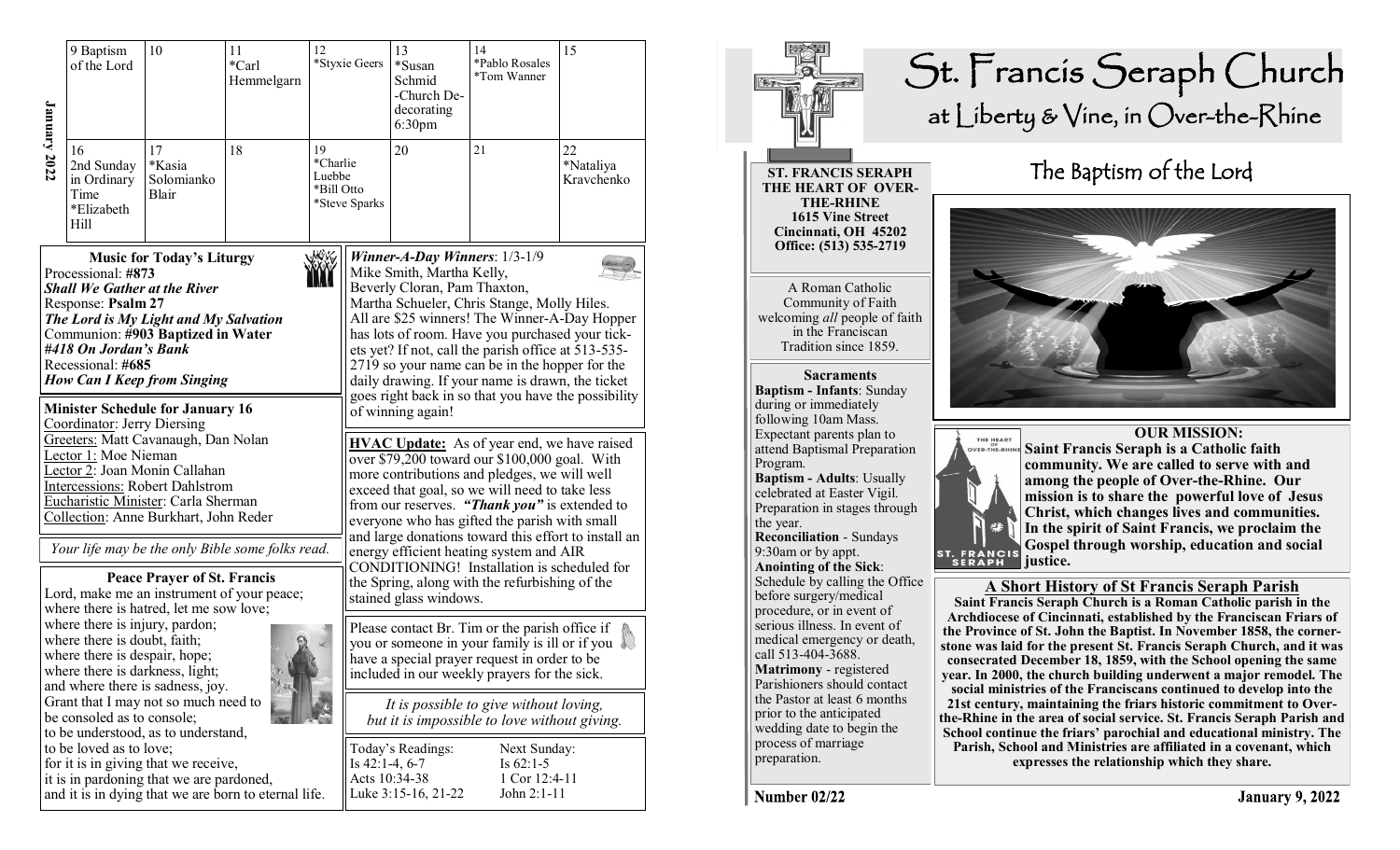**January 2022**

| | | | | | | |
|---|---|---|---|---|---|---|
| 9 Baptism of the Lord | 10 | 11 *Carl Hemmelgarn | 12 *Styxie Geers | 13 *Susan Schmid -Church De-decorating 6:30pm | 14 *Pablo Rosales *Tom Wanner | 15 |
| 16 2nd Sunday in Ordinary Time *Elizabeth Hill | 17 *Kasia Solomianko Blair | 18 | 19 *Charlie Luebbe *Bill Otto *Steve Sparks | 20 | 21 | 22 *Nataliya Kravchenko |

### Music for Today's Liturgy

Processional: **#873**
***Shall We Gather at the River***
Response: **Psalm 27**
***The Lord is My Light and My Salvation***
Communion: **#903 Baptized in Water**
***#418 On Jordan's Bank***
Recessional: **#685**
***How Can I Keep from Singing***

### Minister Schedule for January 16

Coordinator: Jerry Diersing
Greeters: Matt Cavanaugh, Dan Nolan
Lector 1: Moe Nieman
Lector 2: Joan Monin Callahan
Intercessions: Robert Dahlstrom
Eucharistic Minister: Carla Sherman
Collection: Anne Burkhart, John Reder

*Your life may be the only Bible some folks read.*

### Peace Prayer of St. Francis

Lord, make me an instrument of your peace;
where there is hatred, let me sow love;
where there is injury, pardon;
where there is doubt, faith;
where there is despair, hope;
where there is darkness, light;
and where there is sadness, joy.
Grant that I may not so much need to be consoled as to console;
to be understood, as to understand,
to be loved as to love;
for it is in giving that we receive,
it is in pardoning that we are pardoned,
and it is in dying that we are born to eternal life.

***Winner-A-Day Winners***: 1/3-1/9
Mike Smith, Martha Kelly,
Beverly Cloran, Pam Thaxton,
Martha Schueler, Chris Stange, Molly Hiles.
All are $25 winners! The Winner-A-Day Hopper has lots of room. Have you purchased your tickets yet? If not, call the parish office at 513-535-2719 so your name can be in the hopper for the daily drawing. If your name is drawn, the ticket goes right back in so that you have the possibility of winning again!

**HVAC Update:** As of year end, we have raised over $79,200 toward our $100,000 goal. With more contributions and pledges, we will well exceed that goal, so we will need to take less from our reserves. ***"Thank you"*** is extended to everyone who has gifted the parish with small and large donations toward this effort to install an energy efficient heating system and AIR CONDITIONING! Installation is scheduled for the Spring, along with the refurbishing of the stained glass windows.

Please contact Br. Tim or the parish office if you or someone in your family is ill or if you have a special prayer request in order to be included in our weekly prayers for the sick.

*It is possible to give without loving,*
*but it is impossible to love without giving.*

| Today's Readings: | Next Sunday: |
|---|---|
| Is 42:1-4, 6-7 | Is 62:1-5 |
| Acts 10:34-38 | 1 Cor 12:4-11 |
| Luke 3:15-16, 21-22 | John 2:1-11 |

# St. Francis Seraph Church
## at Liberty & Vine, in Over-the-Rhine

**ST. FRANCIS SERAPH**
**THE HEART OF OVER-THE-RHINE**
**1615 Vine Street**
**Cincinnati, OH 45202**
**Office: (513) 535-2719**

A Roman Catholic Community of Faith welcoming *all* people of faith in the Franciscan Tradition since 1859.

### Sacraments

**Baptism - Infants**: Sunday during or immediately following 10am Mass. Expectant parents plan to attend Baptismal Preparation Program.
**Baptism - Adults**: Usually celebrated at Easter Vigil. Preparation in stages through the year.
**Reconciliation** - Sundays 9:30am or by appt.
**Anointing of the Sick**: Schedule by calling the Office before surgery/medical procedure, or in event of serious illness. In event of medical emergency or death, call 513-404-3688.
**Matrimony** - registered Parishioners should contact the Pastor at least 6 months prior to the anticipated wedding date to begin the process of marriage preparation.

## The Baptism of the Lord

### OUR MISSION:

**Saint Francis Seraph is a Catholic faith community. We are called to serve with and among the people of Over-the-Rhine. Our mission is to share the powerful love of Jesus Christ, which changes lives and communities. In the spirit of Saint Francis, we proclaim the Gospel through worship, education and social justice.**

### A Short History of St Francis Seraph Parish

**Saint Francis Seraph Church is a Roman Catholic parish in the Archdiocese of Cincinnati, established by the Franciscan Friars of the Province of St. John the Baptist. In November 1858, the cornerstone was laid for the present St. Francis Seraph Church, and it was consecrated December 18, 1859, with the School opening the same year. In 2000, the church building underwent a major remodel. The social ministries of the Franciscans continued to develop into the 21st century, maintaining the friars historic commitment to Over-the-Rhine in the area of social service. St. Francis Seraph Parish and School continue the friars' parochial and educational ministry. The Parish, School and Ministries are affiliated in a covenant, which expresses the relationship which they share.**

**Number 02/22** **January 9, 2022**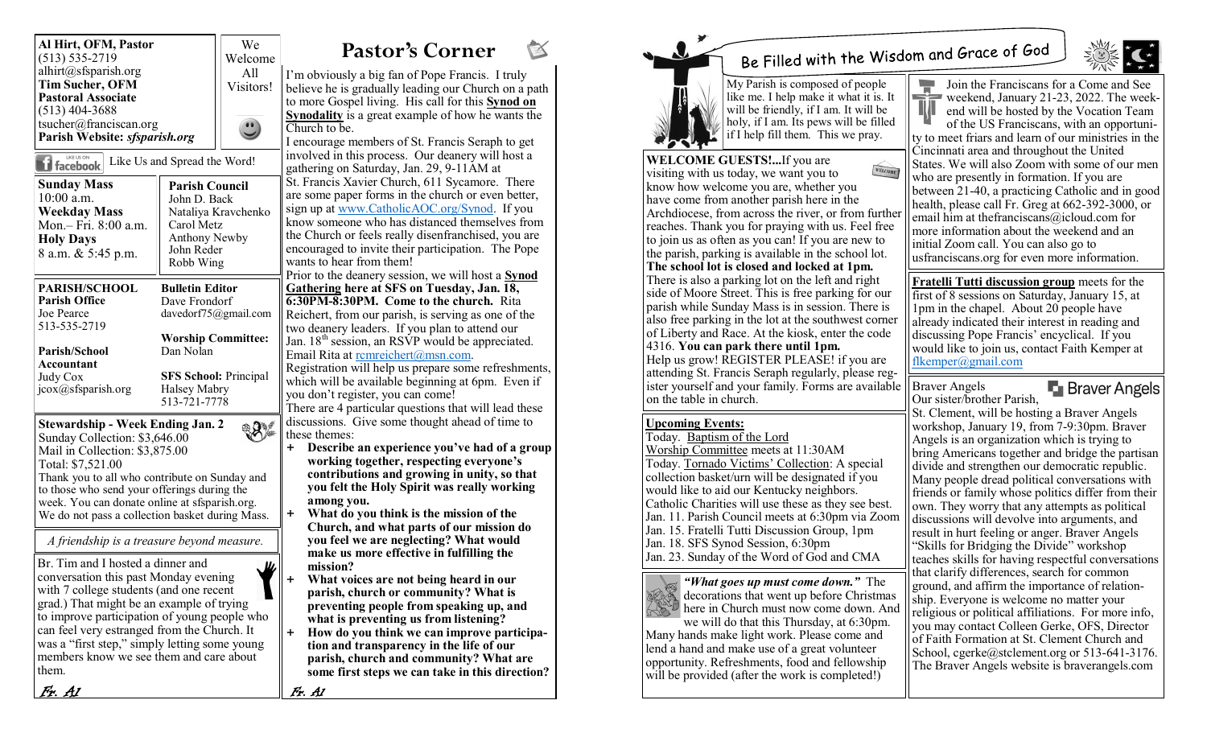**Al Hirt, OFM, Pastor**
(513) 535-2719
alhirt@sfsparish.org
**Tim Sucher, OFM**
**Pastoral Associate**
(513) 404-3688
tsucher@franciscan.org
**Parish Website:** ***sfsparish.org***

We Welcome All Visitors!

Like Us and Spread the Word!

**Sunday Mass**
10:00 a.m.
**Weekday Mass**
Mon.– Fri. 8:00 a.m.
**Holy Days**
8 a.m. & 5:45 p.m.

**Parish Council**
John D. Back
Nataliya Kravchenko
Carol Metz
Anthony Newby
John Reder
Robb Wing

**PARISH/SCHOOL**
**Parish Office**
Joe Pearce
513-535-2719

**Parish/School Accountant**
Judy Cox
jcox@sfsparish.org

**Bulletin Editor**
Dave Frondorf
davedorf75@gmail.com

**Worship Committee:**
Dan Nolan

**SFS School:** Principal
Halsey Mabry
513-721-7778

**Stewardship - Week Ending Jan. 2**
Sunday Collection: $3,646.00
Mail in Collection: $3,875.00
Total: $7,521.00
Thank you to all who contribute on Sunday and to those who send your offerings during the week. You can donate online at sfsparish.org. We do not pass a collection basket during Mass.

*A friendship is a treasure beyond measure.*

Br. Tim and I hosted a dinner and conversation this past Monday evening with 7 college students (and one recent grad.) That might be an example of trying to improve participation of young people who can feel very estranged from the Church. It was a "first step," simply letting some young members know we see them and care about them.

*Fr. Al*

# Pastor's Corner

I'm obviously a big fan of Pope Francis. I truly believe he is gradually leading our Church on a path to more Gospel living. His call for this **Synod on Synodality** is a great example of how he wants the Church to be.

I encourage members of St. Francis Seraph to get involved in this process. Our deanery will host a gathering on Saturday, Jan. 29, 9-11AM at St. Francis Xavier Church, 611 Sycamore. There are some paper forms in the church or even better, sign up at www.CatholicAOC.org/Synod. If you know someone who has distanced themselves from the Church or feels really disenfranchised, you are encouraged to invite their participation. The Pope wants to hear from them!

Prior to the deanery session, we will host a **Synod Gathering here at SFS on Tuesday, Jan. 18, 6:30PM-8:30PM. Come to the church.** Rita Reichert, from our parish, is serving as one of the two deanery leaders. If you plan to attend our Jan. 18th session, an RSVP would be appreciated. Email Rita at rcmreichert@msn.com.

Registration will help us prepare some refreshments, which will be available beginning at 6pm. Even if you don't register, you can come!

There are 4 particular questions that will lead these discussions. Give some thought ahead of time to these themes:

+ **Describe an experience you've had of a group working together, respecting everyone's contributions and growing in unity, so that you felt the Holy Spirit was really working among you.**
+ **What do you think is the mission of the Church, and what parts of our mission do you feel we are neglecting? What would make us more effective in fulfilling the mission?**
+ **What voices are not being heard in our parish, church or community? What is preventing people from speaking up, and what is preventing us from listening?**
+ **How do you think we can improve participation and transparency in the life of our parish, church and community? What are some first steps we can take in this direction?**

*Fr. Al*

## Be Filled with the Wisdom and Grace of God

My Parish is composed of people like me. I help make it what it is. It will be friendly, if I am. It will be holy, if I am. Its pews will be filled if I help fill them. This we pray.

**WELCOME GUESTS!...**If you are visiting with us today, we want you to know how welcome you are, whether you have come from another parish here in the Archdiocese, from across the river, or from further reaches. Thank you for praying with us. Feel free to join us as often as you can! If you are new to the parish, parking is available in the school lot. **The school lot is closed and locked at 1pm.** There is also a parking lot on the left and right side of Moore Street. This is free parking for our parish while Sunday Mass is in session. There is also free parking in the lot at the southwest corner of Liberty and Race. At the kiosk, enter the code 4316. **You can park there until 1pm.**

Help us grow! REGISTER PLEASE! if you are attending St. Francis Seraph regularly, please register yourself and your family. Forms are available on the table in church.

**Upcoming Events:**
Today. Baptism of the Lord
Worship Committee meets at 11:30AM
Today. Tornado Victims' Collection: A special collection basket/urn will be designated if you would like to aid our Kentucky neighbors. Catholic Charities will use these as they see best.
Jan. 11. Parish Council meets at 6:30pm via Zoom
Jan. 15. Fratelli Tutti Discussion Group, 1pm
Jan. 18. SFS Synod Session, 6:30pm
Jan. 23. Sunday of the Word of God and CMA

***"What goes up must come down."*** The decorations that went up before Christmas here in Church must now come down. And we will do that this Thursday, at 6:30pm. Many hands make light work. Please come and lend a hand and make use of a great volunteer opportunity. Refreshments, food and fellowship will be provided (after the work is completed!)

Join the Franciscans for a Come and See weekend, January 21-23, 2022. The weekend will be hosted by the Vocation Team of the US Franciscans, with an opportunity to meet friars and learn of our ministries in the Cincinnati area and throughout the United States. We will also Zoom with some of our men who are presently in formation. If you are between 21-40, a practicing Catholic and in good health, please call Fr. Greg at 662-392-3000, or email him at thefranciscans@icloud.com for more information about the weekend and an initial Zoom call. You can also go to usfranciscans.org for even more information.

**Fratelli Tutti discussion group** meets for the first of 8 sessions on Saturday, January 15, at 1pm in the chapel. About 20 people have already indicated their interest in reading and discussing Pope Francis' encyclical. If you would like to join us, contact Faith Kemper at flkemper@gmail.com

Braver Angels

Our sister/brother Parish, St. Clement, will be hosting a Braver Angels workshop, January 19, from 7-9:30pm. Braver Angels is an organization which is trying to bring Americans together and bridge the partisan divide and strengthen our democratic republic. Many people dread political conversations with friends or family whose politics differ from their own. They worry that any attempts as political discussions will devolve into arguments, and result in hurt feeling or anger. Braver Angels "Skills for Bridging the Divide" workshop teaches skills for having respectful conversations that clarify differences, search for common ground, and affirm the importance of relationship. Everyone is welcome no matter your religious or political affiliations. For more info, you may contact Colleen Gerke, OFS, Director of Faith Formation at St. Clement Church and School, cgerke@stclement.org or 513-641-3176. The Braver Angels website is braverangels.com